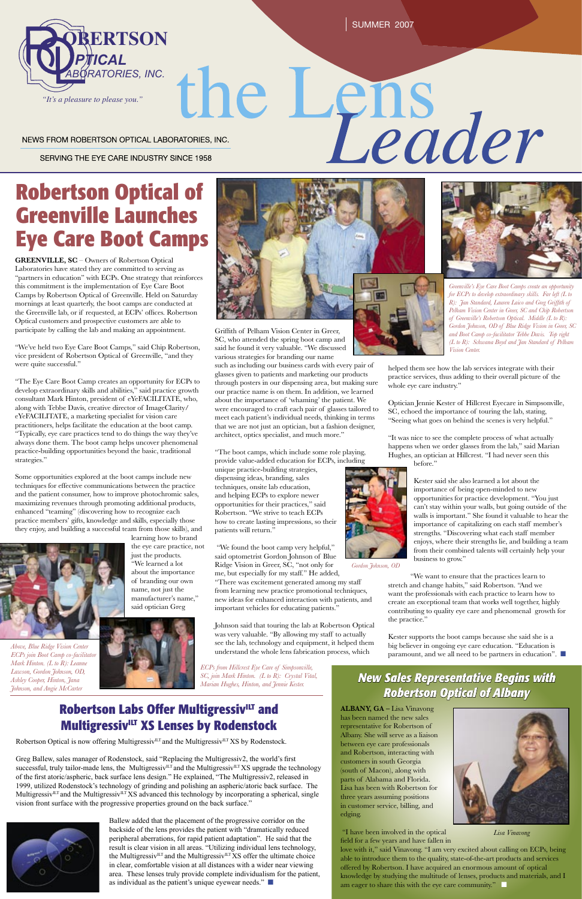SUMMER 2007

# the Lens Leader

ROBERTSON OPTICAL LABORATORIES, INC.

*"It's a pleasure to please you."*

NEWS FROM ROBERTSON OPTICAL LABORATORIES, INC.

SERVING THE EYE CARE INDUSTRY SINCE 1958

## Robertson Optical of Greenville Launches Eye Care Boot Camps

**GREENVILLE, SC** – Owners of Robertson Optical Laboratories have stated they are committed to serving as "partners in education" with ECPs. One strategy that reinforces this commitment is the implementation of Eye Care Boot Camps by Robertson Optical of Greenville. Held on Saturday mornings at least quarterly, the boot camps are conducted at the Greenville lab, or if requested, at ECPs' offices. Robertson Optical customers and prospective customers are able to participate by calling the lab and making an appointment.

"We've held two Eye Care Boot Camps," said Chip Robertson, vice president of Robertson Optical of Greenville, "and they were quite successful."

"The Eye Care Boot Camp creates an opportunity for ECPs to develop extraordinary skills and abilities," said practice growth consultant Mark Hinton, president of eYeFACILITATE, who, along with Tebbe Davis, creative director of ImageClarity/eYeFACILITATE, a marketing specialist for vision care practitioners, helps facilitate the education at the boot camp. "Typically, eye care practices tend to do things the way they've always done them. The boot camp helps uncover phenomenal practice-building opportunities beyond the basic, traditional strategies."

Some opportunities explored at the boot camps include new techniques for effective communications between the practice and the patient consumer, how to improve photochromic sales, maximizing revenues through promoting additional products, enhanced "teaming" (discovering how to recognize each practice members' gifts, knowledge and skills, especially those they enjoy, and building a successful team from those skills), and learning how to brand the eye care practice, not just the products. "We learned a lot about the importance of branding our own name, not just the manufacturer's name," said optician Greg Griffith of Pelham Vision Center in Greer, SC, who attended the spring boot camp and said he found it very valuable. "We discussed various strategies for branding our name such as including our business cards with every pair of glasses given to patients and marketing our products through posters in our dispensing area, but making sure our practice name is on them. In addition, we learned about the importance of 'whaming' the patient. We were encouraged to craft each pair of glasses tailored to meet each patient's individual needs, thinking in terms that we are not just an optician, but a fashion designer, architect, optics specialist, and much more."

*Above, Blue Ridge Vision Center ECPs join Boot Camp co-facilitator Mark Hinton. (L to R): Leanne Lawson, Gordon Johnson, OD, Ashley Cooper, Hinton, Jana Johnson, and Angie McCarter*

"The boot camps, which include some role playing, provide value-added education for ECPs, including unique practice-building strategies, dispensing ideas, branding, sales techniques, onsite lab education, and helping ECPs to explore newer opportunities for their practices," said Robertson. "We strive to teach ECPs how to create lasting impressions, so their patients will return."

"We found the boot camp very helpful," said optometrist Gordon Johnson of Blue Ridge Vision in Greer, SC, "not only for me, but especially for my staff." He added, "There was excitement generated among my staff from learning new practice promotional techniques, new ideas for enhanced interaction with patients, and important vehicles for educating patients."

*Gordon Johnson, OD*

Johnson said that touring the lab at Robertson Optical was very valuable. "By allowing my staff to actually see the lab, technology and equipment, it helped them understand the whole lens fabrication process, which helped them see how the lab services integrate with their practice services, thus adding to their overall picture of the whole eye care industry."

*ECPs from Hillcrest Eye Care of Simpsonville, SC, join Mark Hinton. (L to R): Crystal Vital, Marian Hughes, Hinton, and Jennie Kester.*

*Greenville's Eye Care Boot Camps create an opportunity for ECPs to develop extraordinary skills. Far left (L to R): Jan Standard, Lauren Laico and Greg Griffith of Pelham Vision Center in Greer, SC and Chip Robertson of Greenville's Robertson Optical. Middle (L to R): Gordon Johnson, OD of Blue Ridge Vision in Greer, SC and Boot Camp co-facilitator Tebbe Davis. Top right (L to R): Schwana Boyd and Jan Standard of Pelham Vision Center.*

Optician Jennie Kester of Hillcrest Eyecare in Simpsonville, SC, echoed the importance of touring the lab, stating, "Seeing what goes on behind the scenes is very helpful."

"It was nice to see the complete process of what actually happens when we order glasses from the lab," said Marian Hughes, an optician at Hillcrest. "I had never seen this before."

Kester said she also learned a lot about the importance of being open-minded to new opportunities for practice development. "You just can't stay within your walls, but going outside of the walls is important." She found it valuable to hear the importance of capitalizing on each staff member's strengths. "Discovering what each staff member enjoys, where their strengths lie, and building a team from their combined talents will certainly help your business to grow."

"We want to ensure that the practices learn to stretch and change habits," said Robertson. "And we want the professionals with each practice to learn how to create an exceptional team that works well together, highly contributing to quality eye care and phenomenal growth for the practice."

Kester supports the boot camps because she said she is a big believer in ongoing eye care education. "Education is paramount, and we all need to be partners in education". ■

## Robertson Labs Offer Multigressiv[ILT] and Multigressiv[ILT] XS Lenses by Rodenstock

Robertson Optical is now offering Multigressiv[ILT] and the Multigressiv[ILT] XS by Rodenstock.

Greg Ballew, sales manager of Rodenstock, said "Replacing the Multigressiv2, the world's first successful, truly tailor-made lens, the Multigressiv[ILT] and the Multigressiv[ILT] XS upgrade the technology of the first atoric/aspheric, back surface lens design." He explained, "The Multigressiv2, released in 1999, utilized Rodenstock's technology of grinding and polishing an aspheric/atoric back surface. The Multigressiv[ILT] and the Multigressiv[ILT] XS advanced this technology by incorporating a spherical, single vision front surface with the progressive properties ground on the back surface."

Ballew added that the placement of the progressive corridor on the backside of the lens provides the patient with "dramatically reduced peripheral aberrations, for rapid patient adaptation". He said that the result is clear vision in all areas. "Utilizing individual lens technology, the Multigressiv[ILT] and the Multigressiv[ILT] XS offer the ultimate choice in clear, comfortable vision at all distances with a wider near viewing area. These lenses truly provide complete individualism for the patient, as individual as the patient's unique eyewear needs." ■

## New Sales Representative Begins with Robertson Optical of Albany

**ALBANY, GA** – Lisa Vinavong has been named the new sales representative for Robertson of Albany. She will serve as a liaison between eye care professionals and Robertson, interacting with customers in south Georgia (south of Macon), along with parts of Alabama and Florida. Lisa has been with Robertson for three years assuming positions in customer service, billing, and edging.

*Lisa Vinavong*

"I have been involved in the optical field for a few years and have fallen in love with it," said Vinavong. "I am very excited about calling on ECPs, being able to introduce them to the quality, state-of-the-art products and services offered by Robertson. I have acquired an enormous amount of optical knowledge by studying the multitude of lenses, products and materials, and I am eager to share this with the eye care community." ■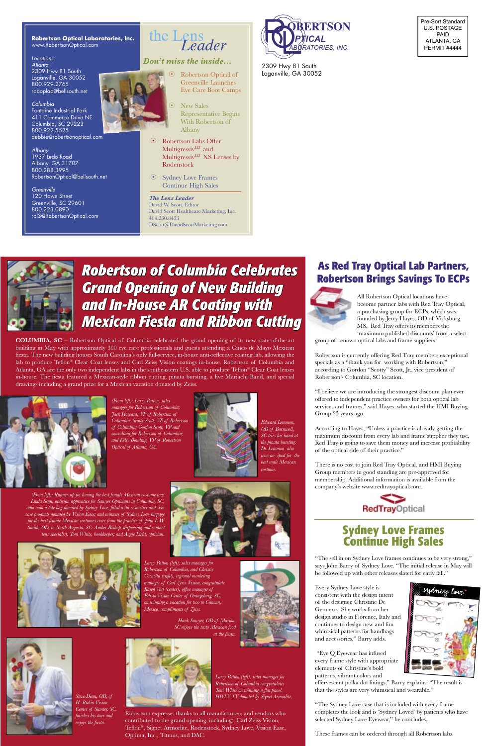**Robertson Optical Laboratories, Inc.**
www.RobertsonOptical.com

*Locations:*

*Atlanta*
2309 Hwy 81 South
Loganville, GA 30052
800.929.2765
roboplab@bellsouth.net

*Columbia*
Fontaine Industrial Park
411 Commerce Drive NE
Columbia, SC 29223
800.922.5525
debbie@robertsonoptical.com

*Albany*
1937 Ledo Road
Albany, GA 31707
800.288.3995
RobertsonOptical@bellsouth.net

*Greenville*
120 Howe Street
Greenville, SC 29601
800.223.0890
rol3@RobertsonOptical.com

# the Lens Leader

*Don't miss the inside…*

- Robertson Optical of Greenville Launches Eye Care Boot Camps
- New Sales Representative Begins With Robertson of Albany
- Robertson Labs Offer Multigressiv[ILT] and Multigressiv[ILT] XS Lenses by Rodenstock
- Sydney Love Frames Continue High Sales

*The Lens Leader*
David W. Scott, Editor
David Scott Healthcare Marketing, Inc.
404.230.8433
DScott@DavidScottMarketing.com

ROBERTSON OPTICAL LABORATORIES, INC.
2309 Hwy 81 South
Loganville, GA 30052

Pre-Sort Standard
U.S. POSTAGE
PAID
ATLANTA, GA
PERMIT #4444

## Robertson of Columbia Celebrates Grand Opening of New Building and In-House AR Coating with Mexican Fiesta and Ribbon Cutting

**COLUMBIA, SC** – Robertson Optical of Columbia celebrated the grand opening of its new state-of-the-art building in May with approximately 300 eye care professionals and guests attending a Cinco de Mayo Mexican fiesta. The new building houses South Carolina's only full-service, in-house anti-reflective coating lab, allowing the lab to produce Teflon® Clear Coat lenses and Carl Zeiss Vision coatings in-house. Robertson of Columbia and Atlanta, GA are the only two independent labs in the southeastern U.S. able to produce Teflon® Clear Coat lenses in-house. The fiesta featured a Mexican-style ribbon cutting, pinata bursting, a live Mariachi Band, and special drawings including a grand prize for a Mexican vacation donated by Zeiss.

*(From left): Larry Patton, sales manager for Robertson of Columbia; Jack Howard, VP of Robertson of Columbia; Scotty Scott, VP of Robertson of Columbia; Gordon Scott, VP and consultant for Robertson of Columbia; and Kelly Bowling, VP of Robertson Optical of Atlanta, GA.*

*Edward Lemmon, OD of Barnwell, SC tries his hand at the pinata bursting. Dr. Lemmon also won an ipod for the best male Mexican costume.*

*(From left): Runner-up for having the best female Mexican costume was Linda Senn, optician apprentice for Sawyer Opticians in Columbia, SC, who won a tote bag donated by Sydney Love, filled with cosmetics and skin care products donated by Vision Ease; and winners of Sydney Love luggage for the best female Mexican costumes were from the practice of John L.W. Smith, OD, in North Augusta, SC: Amber Bishop, dispensing and contact lens specialist; Toni White, bookkeeper; and Angie Light, optician.*

*Larry Patton (left), sales manager for Robertson of Columbia, and Christie Cornetta (right), regional marketing manager of Carl Zeiss Vision, congratulate Karen Vest (center), office manager of Edisto Vision Center of Orangeburg, SC, on winning a vacation for two to Cancun, Mexico, compliments of Zeiss.*

*Hank Sawyer, OD of Marion, SC enjoys the tasty Mexican food at the fiesta.*

*Steve Dean, OD, of H. Rubin Vision Center of Sumter, SC, finishes his tour and enjoys the fiesta.*

*Larry Patton (left), sales manager for Robertson of Columbia congratulates Toni White on winning a flat panel HDTV TV donated by Signet Armorlite.*

Robertson expresses thanks to all manufacturers and vendors who contributed to the grand opening, including: Carl Zeiss Vision, Teflon®, Signet Armorlite, Rodenstock, Sydney Love, Vision Ease, Optima, Inc., Titmus, and DAC.

## As Red Tray Optical Lab Partners, Robertson Brings Savings To ECPs

All Robertson Optical locations have become partner labs with Red Tray Optical, a purchasing group for ECPs, which was founded by Jerry Hayes, OD of Vicksburg, MS. Red Tray offers its members the 'maximum published discounts' from a select group of renown optical labs and frame suppliers.

Robertson is currently offering Red Tray members exceptional specials as a "thank you for working with Robertson," according to Gordon "Scotty" Scott, Jr., vice president of Robertson's Columbia, SC location.

"I believe we are introducing the strongest discount plan ever offered to independent practice owners for both optical lab services and frames," said Hayes, who started the HMI Buying Group 25 years ago.

According to Hayes, "Unless a practice is already getting the maximum discount from every lab and frame supplier they use, Red Tray is going to save them money and increase profitability of the optical side of their practice."

There is no cost to join Red Tray Optical, and HMI Buying Group members in good standing are pre-approved for membership. Additional information is available from the company's website www.redtrayoptical.com.

RedTrayOptical

## Sydney Love Frames Continue High Sales

"The sell in on Sydney Love frames continues to be very strong," says John Barry of Sydney Love. "The initial release in May will be followed up with other releases slated for early fall."

Every Sydney Love style is consistent with the design intent of the designer, Christine De Gennero. She works from her design studio in Florence, Italy and continues to design new and fun whimsical patterns for handbags and accessories," Barry adds.

"Eye Q Eyewear has infused every frame style with appropriate elements of Christine's bold patterns, vibrant colors and effervescent polka dot linings," Barry explains. "The result is that the styles are very whimsical and wearable."

"The Sydney Love case that is included with every frame completes the look and is 'Sydney Loved' by patients who have selected Sydney Love Eyewear," he concludes.

These frames can be ordered through all Robertson labs.